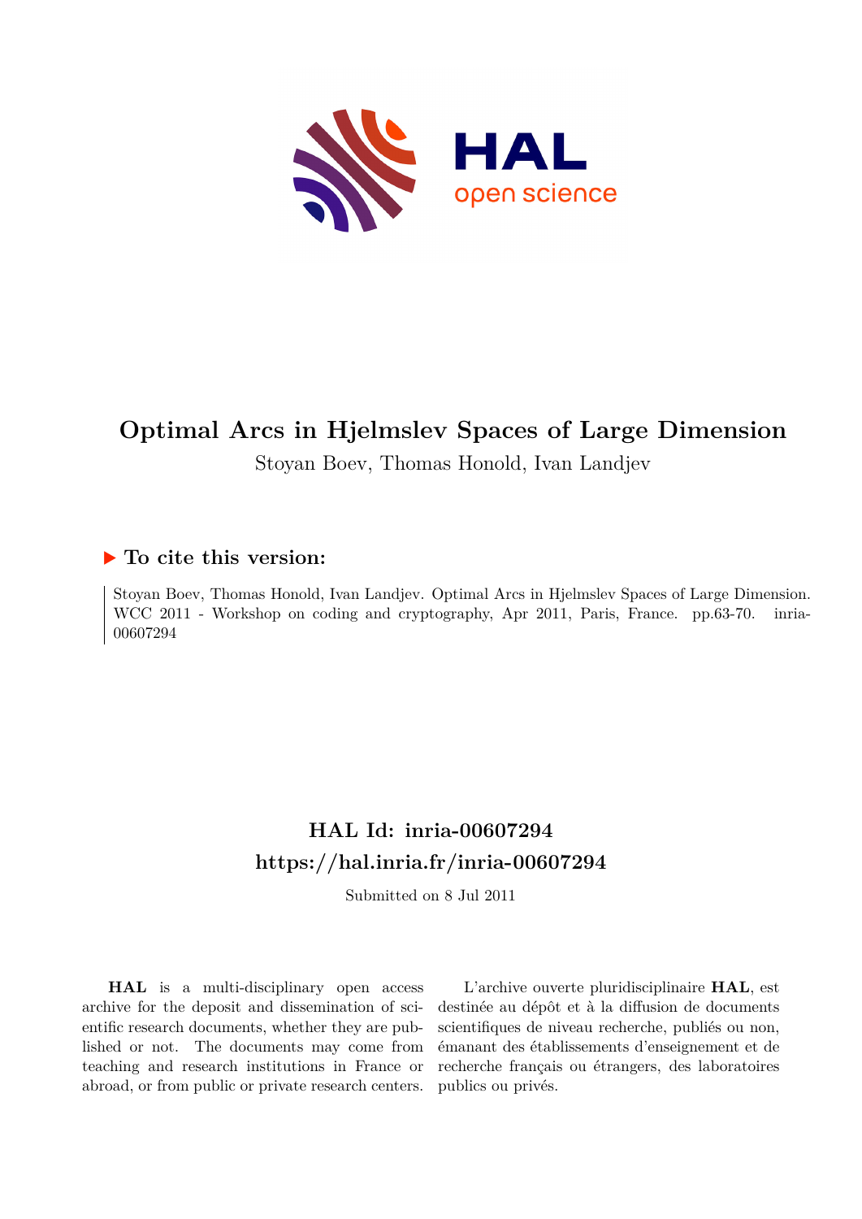# Optimal Arcs in Hjelmslev Spaces of Large Dimension

Stoyan Boev, Thomas Honold, Ivan Landjev

## ▶ To cite this version:

Stoyan Boev, Thomas Honold, Ivan Landjev. Optimal Arcs in Hjelmslev Spaces of Large Dimension. WCC 2011 - Workshop on coding and cryptography, Apr 2011, Paris, France. pp.63-70. inria-00607294

## HAL Id: inria-00607294

## https://hal.inria.fr/inria-00607294

Submitted on 8 Jul 2011

**HAL** is a multi-disciplinary open access archive for the deposit and dissemination of scientific research documents, whether they are published or not. The documents may come from teaching and research institutions in France or abroad, or from public or private research centers.

L'archive ouverte pluridisciplinaire **HAL**, est destinée au dépôt et à la diffusion de documents scientifiques de niveau recherche, publiés ou non, émanant des établissements d'enseignement et de recherche français ou étrangers, des laboratoires publics ou privés.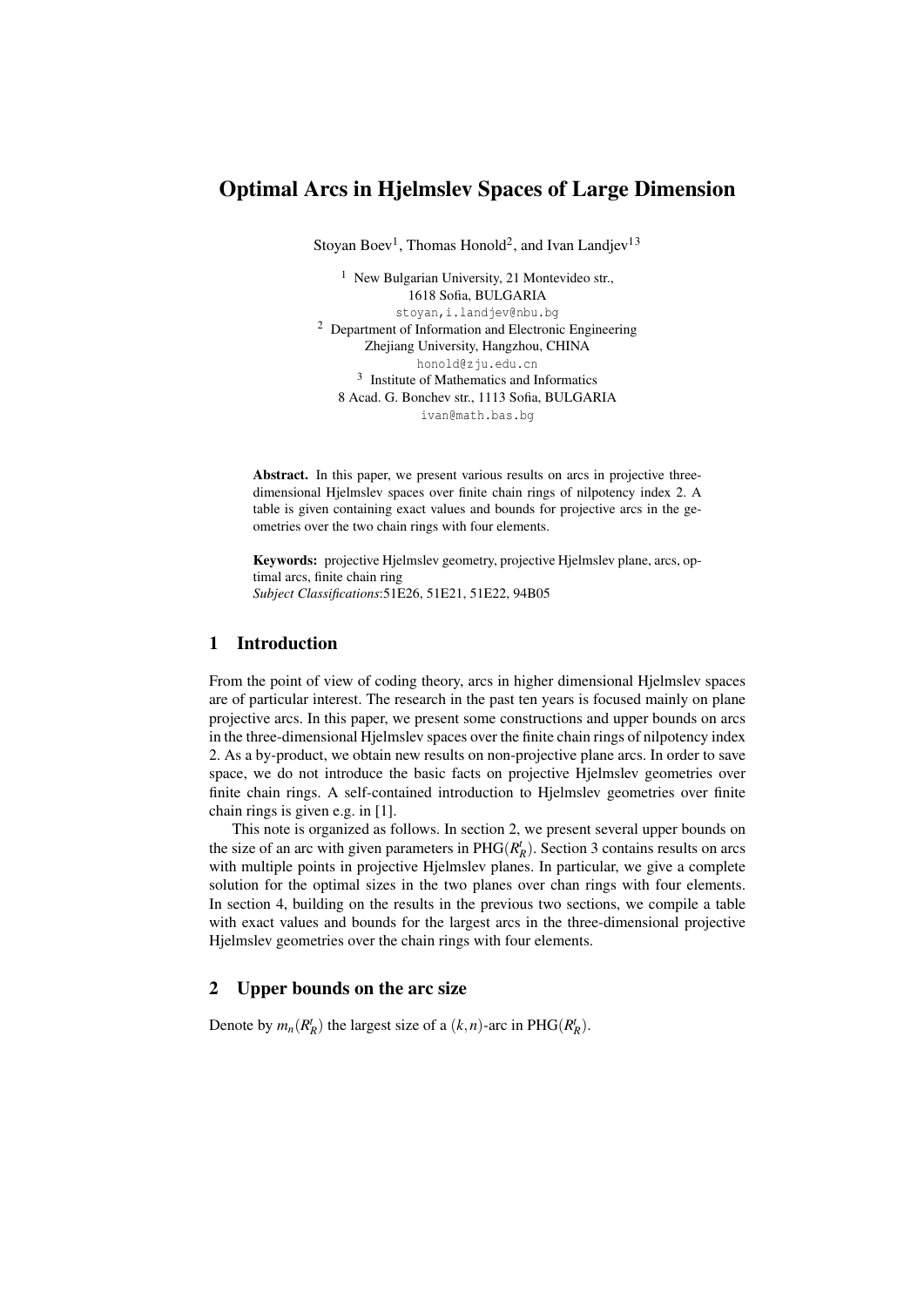# Optimal Arcs in Hjelmslev Spaces of Large Dimension

Stoyan Boev[1], Thomas Honold[2], and Ivan Landjev[13]

[1] New Bulgarian University, 21 Montevideo str.,
1618 Sofia, BULGARIA
stoyan,i.landjev@nbu.bg

[2] Department of Information and Electronic Engineering
Zhejiang University, Hangzhou, CHINA
honold@zju.edu.cn

[3] Institute of Mathematics and Informatics
8 Acad. G. Bonchev str., 1113 Sofia, BULGARIA
ivan@math.bas.bg

**Abstract.** In this paper, we present various results on arcs in projective three-dimensional Hjelmslev spaces over finite chain rings of nilpotency index 2. A table is given containing exact values and bounds for projective arcs in the geometries over the two chain rings with four elements.

**Keywords:** projective Hjelmslev geometry, projective Hjelmslev plane, arcs, optimal arcs, finite chain ring
*Subject Classifications*:51E26, 51E21, 51E22, 94B05

## 1 Introduction

From the point of view of coding theory, arcs in higher dimensional Hjelmslev spaces are of particular interest. The research in the past ten years is focused mainly on plane projective arcs. In this paper, we present some constructions and upper bounds on arcs in the three-dimensional Hjelmslev spaces over the finite chain rings of nilpotency index 2. As a by-product, we obtain new results on non-projective plane arcs. In order to save space, we do not introduce the basic facts on projective Hjelmslev geometries over finite chain rings. A self-contained introduction to Hjelmslev geometries over finite chain rings is given e.g. in [1].

This note is organized as follows. In section 2, we present several upper bounds on the size of an arc with given parameters in $\mathrm{PHG}(R_R^t)$. Section 3 contains results on arcs with multiple points in projective Hjelmslev planes. In particular, we give a complete solution for the optimal sizes in the two planes over chan rings with four elements. In section 4, building on the results in the previous two sections, we compile a table with exact values and bounds for the largest arcs in the three-dimensional projective Hjelmslev geometries over the chain rings with four elements.

## 2 Upper bounds on the arc size

Denote by $m_n(R_R^t)$ the largest size of a $(k,n)$-arc in $\mathrm{PHG}(R_R^t)$.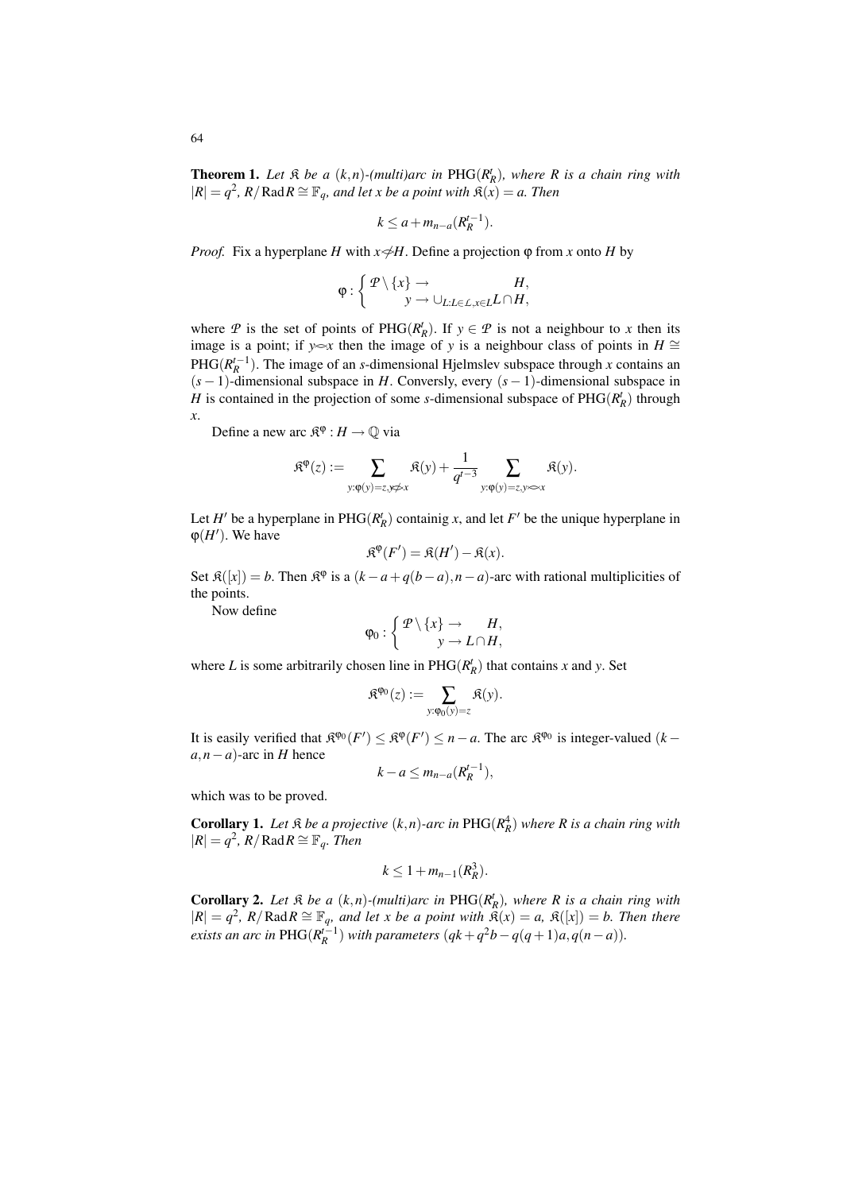**Theorem 1.** *Let $\mathfrak{K}$ be a $(k,n)$-(multi)arc in* $\mathrm{PHG}(R_R^t)$*, where $R$ is a chain ring with $|R| = q^2$, $R/\operatorname{Rad} R \cong \mathbb{F}_q$, and let $x$ be a point with $\mathfrak{K}(x) = a$. Then*

$$k \leq a + m_{n-a}(R_R^{t-1}).$$

*Proof.* Fix a hyperplane $H$ with $x \not\bigcirc H$. Define a projection $\varphi$ from $x$ onto $H$ by

$$\varphi : \begin{cases} \mathcal{P} \setminus \{x\} \to & H, \\ \quad y \to \cup_{L: L \in \mathcal{L}, x \in L} L \cap H, \end{cases}$$

where $\mathcal{P}$ is the set of points of $\mathrm{PHG}(R_R^t)$. If $y \in \mathcal{P}$ is not a neighbour to $x$ then its image is a point; if $y \bigcirc x$ then the image of $y$ is a neighbour class of points in $H \cong \mathrm{PHG}(R_R^{t-1})$. The image of an $s$-dimensional Hjelmslev subspace through $x$ contains an $(s-1)$-dimensional subspace in $H$. Conversly, every $(s-1)$-dimensional subspace in $H$ is contained in the projection of some $s$-dimensional subspace of $\mathrm{PHG}(R_R^t)$ through $x$.

Define a new arc $\mathfrak{K}^\varphi : H \to \mathbb{Q}$ via

$$\mathfrak{K}^\varphi(z) := \sum_{y: \varphi(y) = z, y \not\bigcirc x} \mathfrak{K}(y) + \frac{1}{q^{t-3}} \sum_{y: \varphi(y) = z, y \bigcirc x} \mathfrak{K}(y).$$

Let $H'$ be a hyperplane in $\mathrm{PHG}(R_R^t)$ containig $x$, and let $F'$ be the unique hyperplane in $\varphi(H')$. We have

$$\mathfrak{K}^\varphi(F') = \mathfrak{K}(H') - \mathfrak{K}(x).$$

Set $\mathfrak{K}([x]) = b$. Then $\mathfrak{K}^\varphi$ is a $(k - a + q(b-a), n-a)$-arc with rational multiplicities of the points.

Now define

$$\varphi_0 : \begin{cases} \mathcal{P} \setminus \{x\} \to & H, \\ \quad y \to L \cap H, \end{cases}$$

where $L$ is some arbitrarily chosen line in $\mathrm{PHG}(R_R^t)$ that contains $x$ and $y$. Set

$$\mathfrak{K}^{\varphi_0}(z) := \sum_{y: \varphi_0(y) = z} \mathfrak{K}(y).$$

It is easily verified that $\mathfrak{K}^{\varphi_0}(F') \leq \mathfrak{K}^\varphi(F') \leq n - a$. The arc $\mathfrak{K}^{\varphi_0}$ is integer-valued $(k - a, n-a)$-arc in $H$ hence

$$k - a \leq m_{n-a}(R_R^{t-1}),$$

which was to be proved.

**Corollary 1.** *Let $\mathfrak{K}$ be a projective $(k,n)$-arc in* $\mathrm{PHG}(R_R^4)$ *where $R$ is a chain ring with $|R| = q^2$, $R/\operatorname{Rad} R \cong \mathbb{F}_q$. Then*

$$k \leq 1 + m_{n-1}(R_R^3).$$

**Corollary 2.** *Let $\mathfrak{K}$ be a $(k,n)$-(multi)arc in* $\mathrm{PHG}(R_R^t)$*, where $R$ is a chain ring with $|R| = q^2$, $R/\operatorname{Rad} R \cong \mathbb{F}_q$, and let $x$ be a point with $\mathfrak{K}(x) = a$, $\mathfrak{K}([x]) = b$. Then there exists an arc in* $\mathrm{PHG}(R_R^{t-1})$ *with parameters $(qk + q^2 b - q(q+1)a, q(n-a))$.*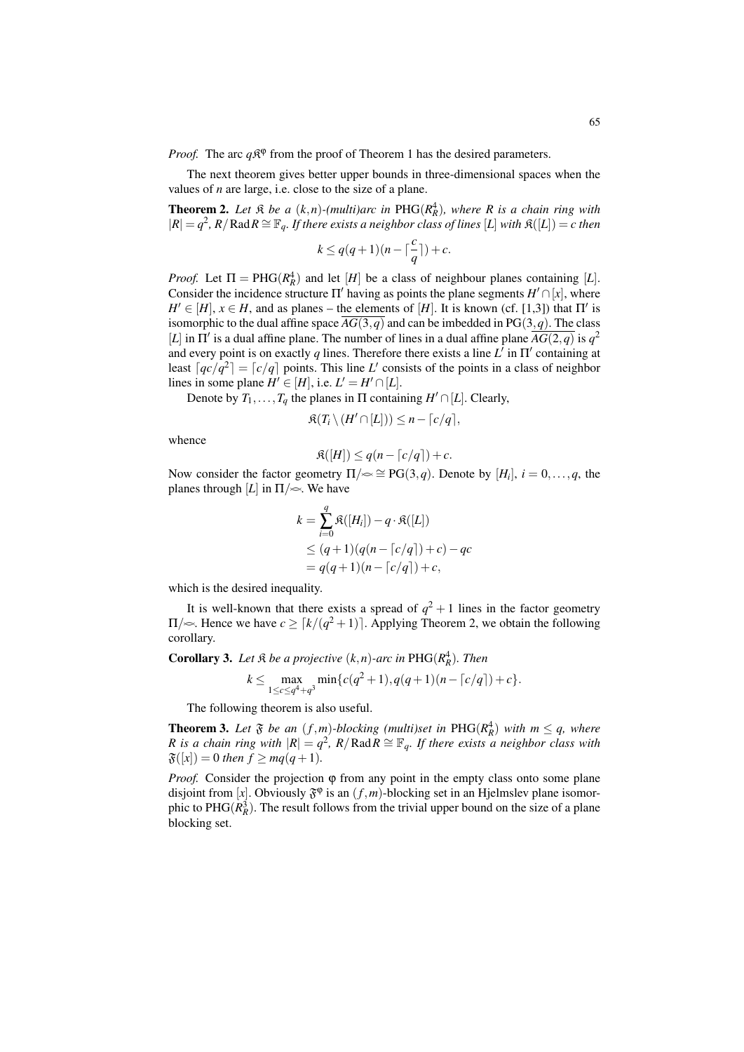*Proof.* The arc $q\mathfrak{K}^{\varphi}$ from the proof of Theorem 1 has the desired parameters.

The next theorem gives better upper bounds in three-dimensional spaces when the values of $n$ are large, i.e. close to the size of a plane.

**Theorem 2.** *Let $\mathfrak{K}$ be a $(k,n)$-(multi)arc in $\mathrm{PHG}(R_R^4)$, where $R$ is a chain ring with $|R| = q^2$, $R/\mathrm{Rad}\,R \cong \mathbb{F}_q$. If there exists a neighbor class of lines $[L]$ with $\mathfrak{K}([L]) = c$ then*

$$k \leq q(q+1)(n - \lceil \frac{c}{q} \rceil) + c.$$

*Proof.* Let $\Pi = \mathrm{PHG}(R_R^4)$ and let $[H]$ be a class of neighbour planes containing $[L]$. Consider the incidence structure $\Pi'$ having as points the plane segments $H' \cap [x]$, where $H' \in [H]$, $x \in H$, and as planes – the elements of $[H]$. It is known (cf. [1,3]) that $\Pi'$ is isomorphic to the dual affine space $\overline{AG(3,q)}$ and can be imbedded in $\mathrm{PG}(3,q)$. The class $[L]$ in $\Pi'$ is a dual affine plane. The number of lines in a dual affine plane $\overline{AG(2,q)}$ is $q^2$ and every point is on exactly $q$ lines. Therefore there exists a line $L'$ in $\Pi'$ containing at least $\lceil qc/q^2 \rceil = \lceil c/q \rceil$ points. This line $L'$ consists of the points in a class of neighbor lines in some plane $H' \in [H]$, i.e. $L' = H' \cap [L]$.

Denote by $T_1, \ldots, T_q$ the planes in $\Pi$ containing $H' \cap [L]$. Clearly,

$$\mathfrak{K}(T_i \setminus (H' \cap [L])) \leq n - \lceil c/q \rceil,$$

whence

$$\mathfrak{K}([H]) \leq q(n - \lceil c/q \rceil) + c.$$

Now consider the factor geometry $\Pi/\!\frown \cong \mathrm{PG}(3,q)$. Denote by $[H_i]$, $i = 0, \ldots, q$, the planes through $[L]$ in $\Pi/\!\frown$. We have

$$\begin{aligned}
k &= \sum_{i=0}^{q} \mathfrak{K}([H_i]) - q \cdot \mathfrak{K}([L]) \\
&\leq (q+1)(q(n - \lceil c/q \rceil) + c) - qc \\
&= q(q+1)(n - \lceil c/q \rceil) + c,
\end{aligned}$$

which is the desired inequality.

It is well-known that there exists a spread of $q^2 + 1$ lines in the factor geometry $\Pi/\!\frown$. Hence we have $c \geq \lceil k/(q^2+1) \rceil$. Applying Theorem 2, we obtain the following corollary.

**Corollary 3.** *Let $\mathfrak{K}$ be a projective $(k,n)$-arc in $\mathrm{PHG}(R_R^4)$. Then*

$$k \leq \max_{1 \leq c \leq q^4 + q^3} \min\{c(q^2+1), q(q+1)(n - \lceil c/q \rceil) + c\}.$$

The following theorem is also useful.

**Theorem 3.** *Let $\mathfrak{F}$ be an $(f,m)$-blocking (multi)set in $\mathrm{PHG}(R_R^4)$ with $m \leq q$, where $R$ is a chain ring with $|R| = q^2$, $R/\mathrm{Rad}\,R \cong \mathbb{F}_q$. If there exists a neighbor class with $\mathfrak{F}([x]) = 0$ then $f \geq mq(q+1)$.*

*Proof.* Consider the projection $\varphi$ from any point in the empty class onto some plane disjoint from $[x]$. Obviously $\mathfrak{F}^{\varphi}$ is an $(f,m)$-blocking set in an Hjelmslev plane isomorphic to $\mathrm{PHG}(R_R^3)$. The result follows from the trivial upper bound on the size of a plane blocking set.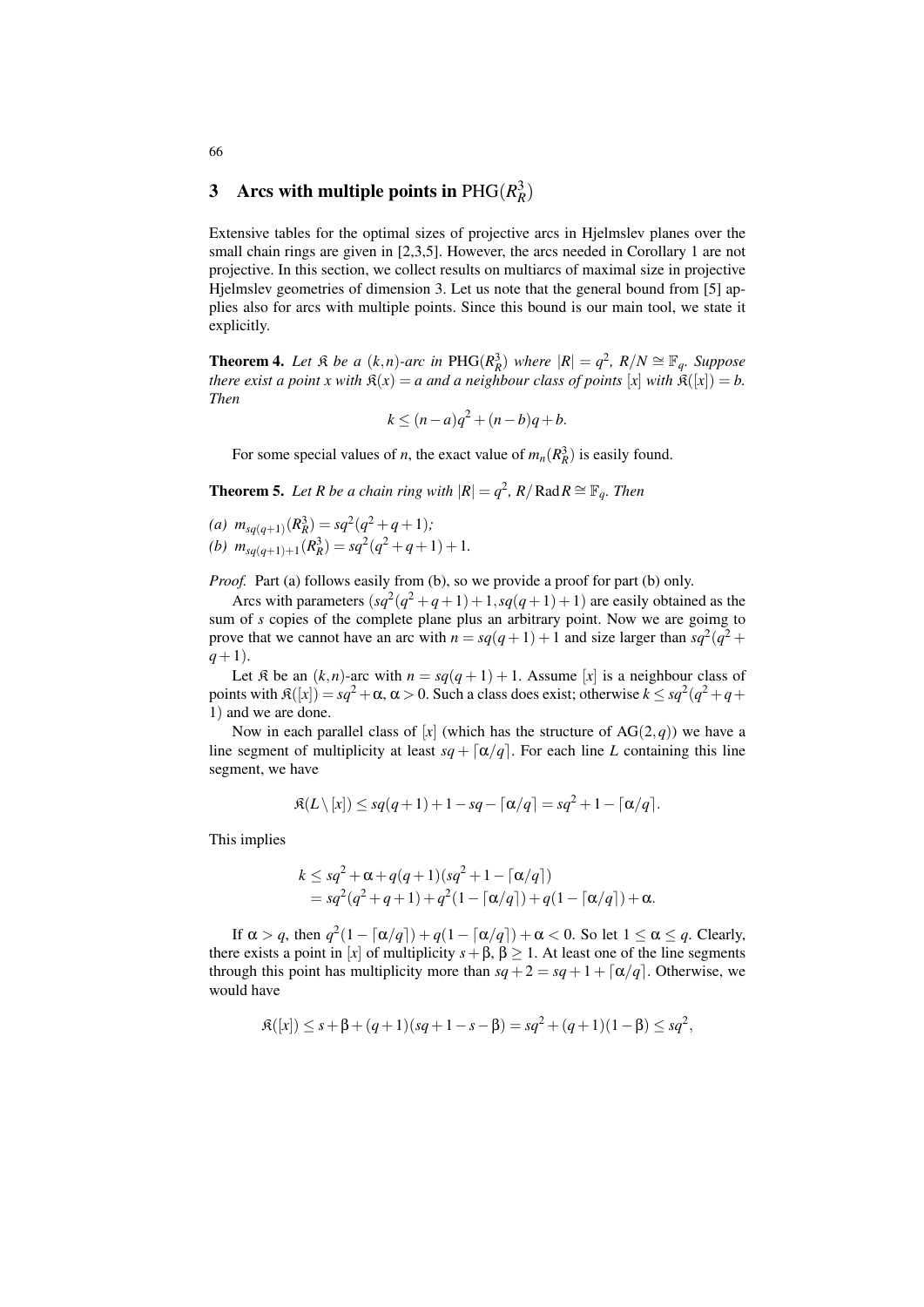## 3 Arcs with multiple points in $\mathrm{PHG}(R_R^3)$

Extensive tables for the optimal sizes of projective arcs in Hjelmslev planes over the small chain rings are given in [2,3,5]. However, the arcs needed in Corollary 1 are not projective. In this section, we collect results on multiarcs of maximal size in projective Hjelmslev geometries of dimension 3. Let us note that the general bound from [5] applies also for arcs with multiple points. Since this bound is our main tool, we state it explicitly.

**Theorem 4.** *Let $\mathfrak{K}$ be a $(k,n)$-arc in $\mathrm{PHG}(R_R^3)$ where $|R| = q^2$, $R/N \cong \mathbb{F}_q$. Suppose there exist a point $x$ with $\mathfrak{K}(x) = a$ and a neighbour class of points $[x]$ with $\mathfrak{K}([x]) = b$. Then*

$$k \leq (n-a)q^2 + (n-b)q + b.$$

For some special values of $n$, the exact value of $m_n(R_R^3)$ is easily found.

**Theorem 5.** *Let $R$ be a chain ring with $|R| = q^2$, $R/\operatorname{Rad} R \cong \mathbb{F}_q$. Then*

*(a)* $m_{sq(q+1)}(R_R^3) = sq^2(q^2+q+1)$*;*
*(b)* $m_{sq(q+1)+1}(R_R^3) = sq^2(q^2+q+1)+1$.

*Proof.* Part (a) follows easily from (b), so we provide a proof for part (b) only.

Arcs with parameters $(sq^2(q^2+q+1)+1, sq(q+1)+1)$ are easily obtained as the sum of $s$ copies of the complete plane plus an arbitrary point. Now we are goimg to prove that we cannot have an arc with $n = sq(q+1)+1$ and size larger than $sq^2(q^2+q+1)$.

Let $\mathfrak{K}$ be an $(k,n)$-arc with $n = sq(q+1)+1$. Assume $[x]$ is a neighbour class of points with $\mathfrak{K}([x]) = sq^2 + \alpha$, $\alpha > 0$. Such a class does exist; otherwise $k \leq sq^2(q^2+q+1)$ and we are done.

Now in each parallel class of $[x]$ (which has the structure of $\mathrm{AG}(2,q)$) we have a line segment of multiplicity at least $sq + \lceil \alpha/q \rceil$. For each line $L$ containing this line segment, we have

$$\mathfrak{K}(L \setminus [x]) \leq sq(q+1) + 1 - sq - \lceil \alpha/q \rceil = sq^2 + 1 - \lceil \alpha/q \rceil.$$

This implies

$$\begin{aligned} k &\leq sq^2 + \alpha + q(q+1)(sq^2 + 1 - \lceil \alpha/q \rceil) \\ &= sq^2(q^2+q+1) + q^2(1 - \lceil \alpha/q \rceil) + q(1 - \lceil \alpha/q \rceil) + \alpha. \end{aligned}$$

If $\alpha > q$, then $q^2(1 - \lceil \alpha/q \rceil) + q(1 - \lceil \alpha/q \rceil) + \alpha < 0$. So let $1 \leq \alpha \leq q$. Clearly, there exists a point in $[x]$ of multiplicity $s + \beta$, $\beta \geq 1$. At least one of the line segments through this point has multiplicity more than $sq + 2 = sq + 1 + \lceil \alpha/q \rceil$. Otherwise, we would have

$$\mathfrak{K}([x]) \leq s + \beta + (q+1)(sq + 1 - s - \beta) = sq^2 + (q+1)(1-\beta) \leq sq^2,$$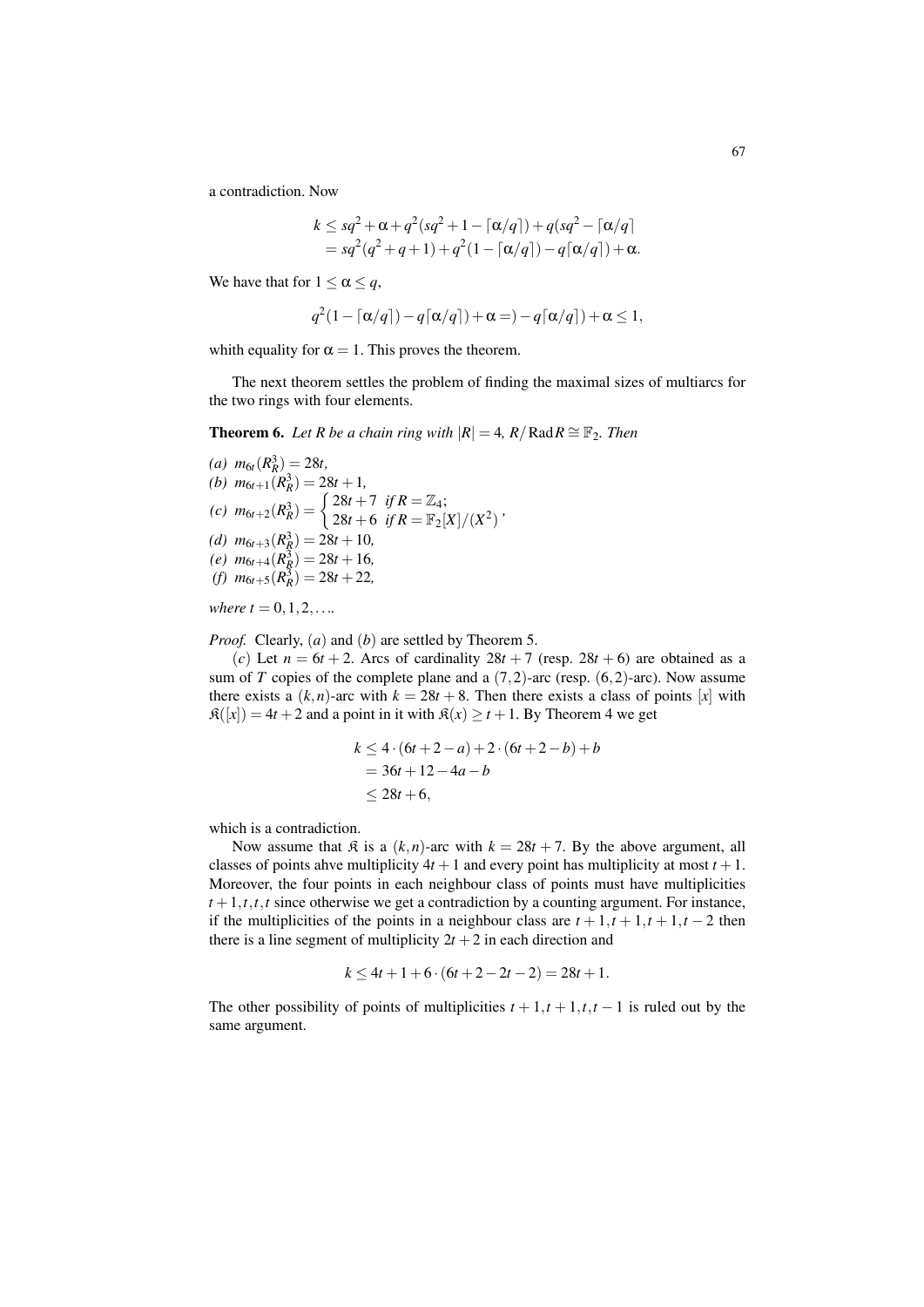a contradiction. Now

$$\begin{aligned} k &\leq sq^2 + \alpha + q^2(sq^2 + 1 - \lceil \alpha/q \rceil) + q(sq^2 - \lceil \alpha/q \rceil \\ &= sq^2(q^2 + q + 1) + q^2(1 - \lceil \alpha/q \rceil) - q\lceil \alpha/q \rceil) + \alpha. \end{aligned}$$

We have that for $1 \leq \alpha \leq q$,

$$q^2(1 - \lceil \alpha/q \rceil) - q\lceil \alpha/q \rceil) + \alpha =) - q\lceil \alpha/q \rceil) + \alpha \leq 1,$$

whith equality for $\alpha = 1$. This proves the theorem.

The next theorem settles the problem of finding the maximal sizes of multiarcs for the two rings with four elements.

**Theorem 6.** *Let $R$ be a chain ring with $|R| = 4$, $R/\operatorname{Rad} R \cong \mathbb{F}_2$. Then*

*(a)* $m_{6t}(R_R^3) = 28t$,
*(b)* $m_{6t+1}(R_R^3) = 28t + 1$,
*(c)* $m_{6t+2}(R_R^3) = \begin{cases} 28t + 7 & \text{if } R = \mathbb{Z}_4; \\ 28t + 6 & \text{if } R = \mathbb{F}_2[X]/(X^2) \end{cases}$,
*(d)* $m_{6t+3}(R_R^3) = 28t + 10$,
*(e)* $m_{6t+4}(R_R^3) = 28t + 16$,
*(f)* $m_{6t+5}(R_R^3) = 28t + 22$,

*where $t = 0, 1, 2, \ldots$.*

*Proof.* Clearly, $(a)$ and $(b)$ are settled by Theorem 5.

$(c)$ Let $n = 6t + 2$. Arcs of cardinality $28t + 7$ (resp. $28t + 6$) are obtained as a sum of $T$ copies of the complete plane and a $(7,2)$-arc (resp. $(6,2)$-arc). Now assume there exists a $(k,n)$-arc with $k = 28t + 8$. Then there exists a class of points $[x]$ with $\mathfrak{K}([x]) = 4t + 2$ and a point in it with $\mathfrak{K}(x) \geq t + 1$. By Theorem 4 we get

$$\begin{aligned} k &\leq 4 \cdot (6t + 2 - a) + 2 \cdot (6t + 2 - b) + b \\ &= 36t + 12 - 4a - b \\ &\leq 28t + 6, \end{aligned}$$

which is a contradiction.

Now assume that $\mathfrak{K}$ is a $(k,n)$-arc with $k = 28t + 7$. By the above argument, all classes of points ahve multiplicity $4t + 1$ and every point has multiplicity at most $t + 1$. Moreover, the four points in each neighbour class of points must have multiplicities $t + 1, t, t, t$ since otherwise we get a contradiction by a counting argument. For instance, if the multiplicities of the points in a neighbour class are $t + 1, t + 1, t + 1, t - 2$ then there is a line segment of multiplicity $2t + 2$ in each direction and

$$k \leq 4t + 1 + 6 \cdot (6t + 2 - 2t - 2) = 28t + 1.$$

The other possibility of points of multiplicities $t + 1, t + 1, t, t - 1$ is ruled out by the same argument.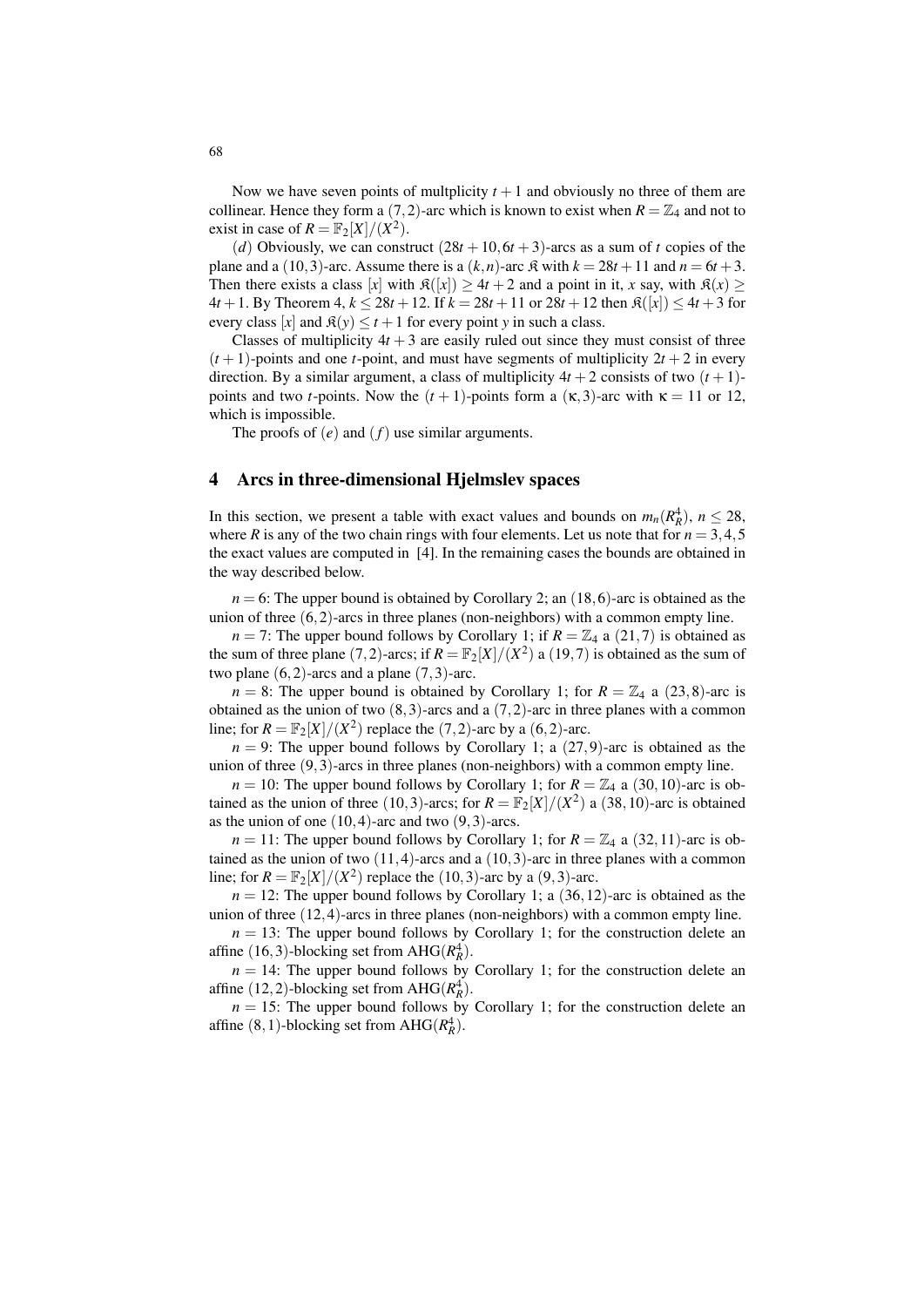Now we have seven points of multplicity $t+1$ and obviously no three of them are collinear. Hence they form a $(7,2)$-arc which is known to exist when $R = \mathbb{Z}_4$ and not to exist in case of $R = \mathbb{F}_2[X]/(X^2)$.

$(d)$ Obviously, we can construct $(28t+10, 6t+3)$-arcs as a sum of $t$ copies of the plane and a $(10,3)$-arc. Assume there is a $(k,n)$-arc $\mathfrak{K}$ with $k = 28t+11$ and $n = 6t+3$. Then there exists a class $[x]$ with $\mathfrak{K}([x]) \geq 4t+2$ and a point in it, $x$ say, with $\mathfrak{K}(x) \geq 4t+1$. By Theorem 4, $k \leq 28t+12$. If $k = 28t+11$ or $28t+12$ then $\mathfrak{K}([x]) \leq 4t+3$ for every class $[x]$ and $\mathfrak{K}(y) \leq t+1$ for every point $y$ in such a class.

Classes of multiplicity $4t+3$ are easily ruled out since they must consist of three $(t+1)$-points and one $t$-point, and must have segments of multiplicity $2t+2$ in every direction. By a similar argument, a class of multiplicity $4t+2$ consists of two $(t+1)$-points and two $t$-points. Now the $(t+1)$-points form a $(\kappa,3)$-arc with $\kappa = 11$ or $12$, which is impossible.

The proofs of $(e)$ and $(f)$ use similar arguments.

## 4 Arcs in three-dimensional Hjelmslev spaces

In this section, we present a table with exact values and bounds on $m_n(R_R^4)$, $n \leq 28$, where $R$ is any of the two chain rings with four elements. Let us note that for $n = 3,4,5$ the exact values are computed in [4]. In the remaining cases the bounds are obtained in the way described below.

$n = 6$: The upper bound is obtained by Corollary 2; an $(18,6)$-arc is obtained as the union of three $(6,2)$-arcs in three planes (non-neighbors) with a common empty line.

$n = 7$: The upper bound follows by Corollary 1; if $R = \mathbb{Z}_4$ a $(21,7)$ is obtained as the sum of three plane $(7,2)$-arcs; if $R = \mathbb{F}_2[X]/(X^2)$ a $(19,7)$ is obtained as the sum of two plane $(6,2)$-arcs and a plane $(7,3)$-arc.

$n = 8$: The upper bound is obtained by Corollary 1; for $R = \mathbb{Z}_4$ a $(23,8)$-arc is obtained as the union of two $(8,3)$-arcs and a $(7,2)$-arc in three planes with a common line; for $R = \mathbb{F}_2[X]/(X^2)$ replace the $(7,2)$-arc by a $(6,2)$-arc.

$n = 9$: The upper bound follows by Corollary 1; a $(27,9)$-arc is obtained as the union of three $(9,3)$-arcs in three planes (non-neighbors) with a common empty line.

$n = 10$: The upper bound follows by Corollary 1; for $R = \mathbb{Z}_4$ a $(30,10)$-arc is obtained as the union of three $(10,3)$-arcs; for $R = \mathbb{F}_2[X]/(X^2)$ a $(38,10)$-arc is obtained as the union of one $(10,4)$-arc and two $(9,3)$-arcs.

$n = 11$: The upper bound follows by Corollary 1; for $R = \mathbb{Z}_4$ a $(32,11)$-arc is obtained as the union of two $(11,4)$-arcs and a $(10,3)$-arc in three planes with a common line; for $R = \mathbb{F}_2[X]/(X^2)$ replace the $(10,3)$-arc by a $(9,3)$-arc.

$n = 12$: The upper bound follows by Corollary 1; a $(36,12)$-arc is obtained as the union of three $(12,4)$-arcs in three planes (non-neighbors) with a common empty line.

$n = 13$: The upper bound follows by Corollary 1; for the construction delete an affine $(16,3)$-blocking set from $\mathrm{AHG}(R_R^4)$.

$n = 14$: The upper bound follows by Corollary 1; for the construction delete an affine $(12,2)$-blocking set from $\mathrm{AHG}(R_R^4)$.

$n = 15$: The upper bound follows by Corollary 1; for the construction delete an affine $(8,1)$-blocking set from $\mathrm{AHG}(R_R^4)$.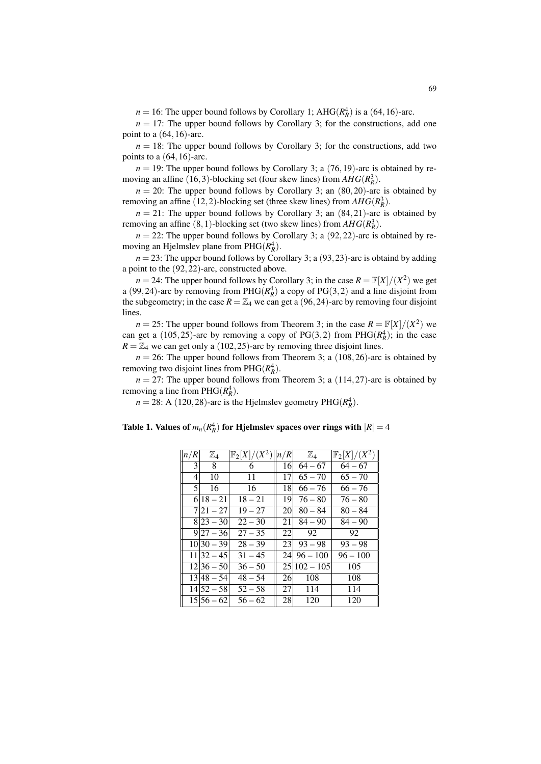$n = 16$: The upper bound follows by Corollary 1; $\mathrm{AHG}(R_R^4)$ is a $(64,16)$-arc.

$n = 17$: The upper bound follows by Corollary 3; for the constructions, add one point to a $(64,16)$-arc.

$n = 18$: The upper bound follows by Corollary 3; for the constructions, add two points to a $(64,16)$-arc.

$n = 19$: The upper bound follows by Corollary 3; a $(76,19)$-arc is obtained by removing an affine $(16,3)$-blocking set (four skew lines) from $AHG(R_R^3)$.

$n = 20$: The upper bound follows by Corollary 3; an $(80,20)$-arc is obtained by removing an affine $(12,2)$-blocking set (three skew lines) from $AHG(R_R^3)$.

$n = 21$: The upper bound follows by Corollary 3; an $(84,21)$-arc is obtained by removing an affine $(8,1)$-blocking set (two skew lines) from $AHG(R_R^3)$.

$n = 22$: The upper bound follows by Corollary 3; a $(92,22)$-arc is obtained by removing an Hjelmslev plane from $\mathrm{PHG}(R_R^4)$.

$n = 23$: The upper bound follows by Corollary 3; a $(93,23)$-arc is obtaind by adding a point to the $(92,22)$-arc, constructed above.

$n = 24$: The upper bound follows by Corollary 3; in the case $R = \mathbb{F}[X]/(X^2)$ we get a $(99,24)$-arc by removing from $\mathrm{PHG}(R_R^4)$ a copy of $\mathrm{PG}(3,2)$ and a line disjoint from the subgeometry; in the case $R = \mathbb{Z}_4$ we can get a $(96,24)$-arc by removing four disjoint lines.

$n = 25$: The upper bound follows from Theorem 3; in the case $R = \mathbb{F}[X]/(X^2)$ we can get a $(105,25)$-arc by removing a copy of $\mathrm{PG}(3,2)$ from $\mathrm{PHG}(R_R^4)$; in the case $R = \mathbb{Z}_4$ we can get only a $(102,25)$-arc by removing three disjoint lines.

$n = 26$: The upper bound follows from Theorem 3; a $(108,26)$-arc is obtained by removing two disjoint lines from $\mathrm{PHG}(R_R^4)$.

$n = 27$: The upper bound follows from Theorem 3; a $(114,27)$-arc is obtained by removing a line from $\mathrm{PHG}(R_R^4)$.

$n = 28$: A $(120,28)$-arc is the Hjelmslev geometry $\mathrm{PHG}(R_R^4)$.

**Table 1. Values of $m_n(R_R^4)$ for Hjelmslev spaces over rings with $|R| = 4$**

| $n/R$ | $\mathbb{Z}_4$ | $\mathbb{F}_2[X]/(X^2)$ | $n/R$ | $\mathbb{Z}_4$ | $\mathbb{F}_2[X]/(X^2)$ |
|---|---|---|---|---|---|
| 3 | 8 | 6 | 16 | 64 – 67 | 64 – 67 |
| 4 | 10 | 11 | 17 | 65 – 70 | 65 – 70 |
| 5 | 16 | 16 | 18 | 66 – 76 | 66 – 76 |
| 6 | 18 – 21 | 18 – 21 | 19 | 76 – 80 | 76 – 80 |
| 7 | 21 – 27 | 19 – 27 | 20 | 80 – 84 | 80 – 84 |
| 8 | 23 – 30 | 22 – 30 | 21 | 84 – 90 | 84 – 90 |
| 9 | 27 – 36 | 27 – 35 | 22 | 92 | 92 |
| 10 | 30 – 39 | 28 – 39 | 23 | 93 – 98 | 93 – 98 |
| 11 | 32 – 45 | 31 – 45 | 24 | 96 – 100 | 96 – 100 |
| 12 | 36 – 50 | 36 – 50 | 25 | 102 – 105 | 105 |
| 13 | 48 – 54 | 48 – 54 | 26 | 108 | 108 |
| 14 | 52 – 58 | 52 – 58 | 27 | 114 | 114 |
| 15 | 56 – 62 | 56 – 62 | 28 | 120 | 120 |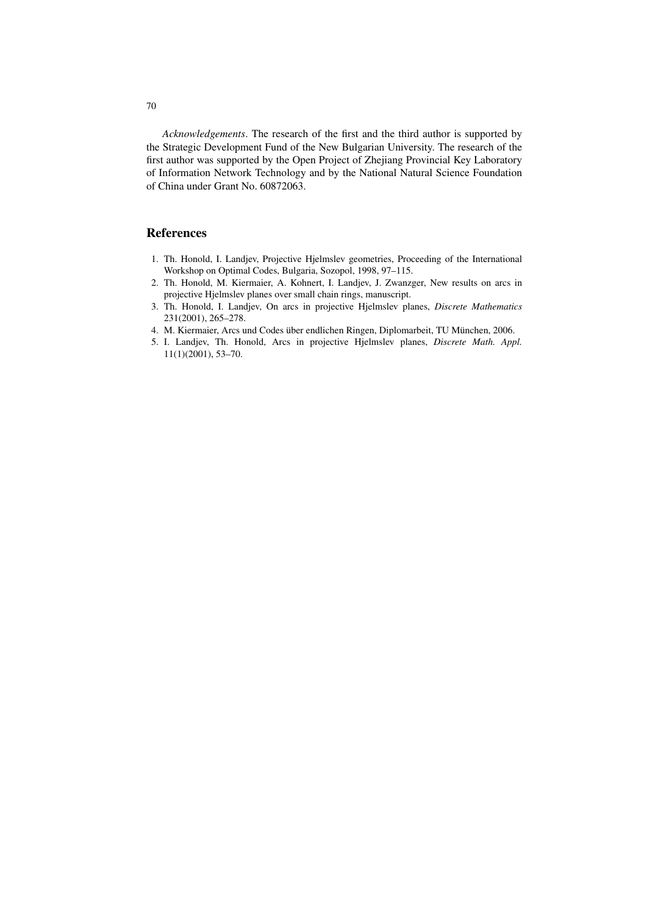*Acknowledgements*. The research of the first and the third author is supported by the Strategic Development Fund of the New Bulgarian University. The research of the first author was supported by the Open Project of Zhejiang Provincial Key Laboratory of Information Network Technology and by the National Natural Science Foundation of China under Grant No. 60872063.

## References

1. Th. Honold, I. Landjev, Projective Hjelmslev geometries, Proceeding of the International Workshop on Optimal Codes, Bulgaria, Sozopol, 1998, 97–115.
2. Th. Honold, M. Kiermaier, A. Kohnert, I. Landjev, J. Zwanzger, New results on arcs in projective Hjelmslev planes over small chain rings, manuscript.
3. Th. Honold, I. Landjev, On arcs in projective Hjelmslev planes, *Discrete Mathematics* 231(2001), 265–278.
4. M. Kiermaier, Arcs und Codes über endlichen Ringen, Diplomarbeit, TU München, 2006.
5. I. Landjev, Th. Honold, Arcs in projective Hjelmslev planes, *Discrete Math. Appl.* 11(1)(2001), 53–70.